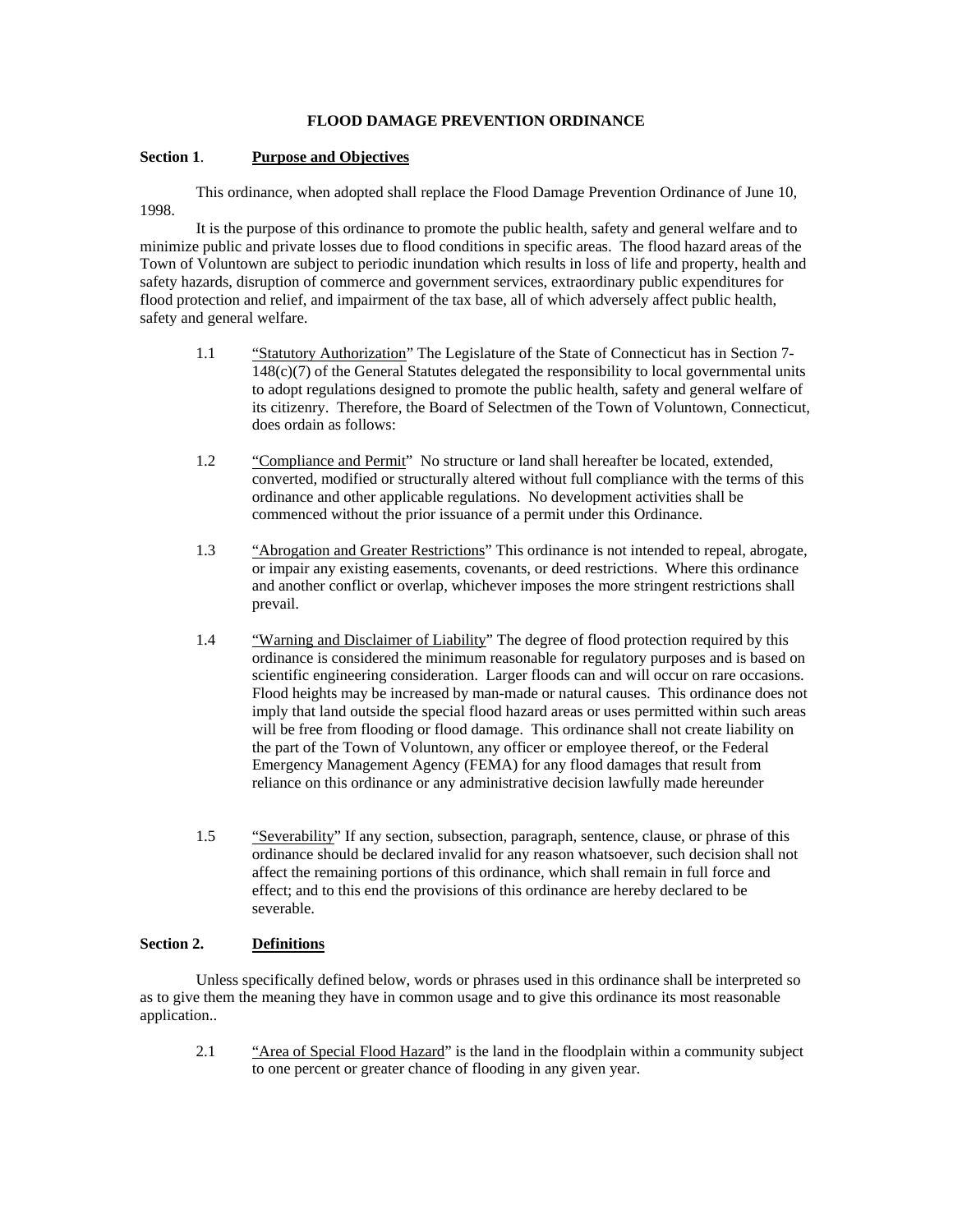# FLOOD DAMAGE PREVENTION ORDINANCE

## Section 1. Purpose and Objectives

This ordinance, when adopted shall replace the Flood Damage Prevention Ordinance of June 10, 1998.

It is the purpose of this ordinance to promote the public health, safety and general welfare and to minimize public and private losses due to flood conditions in specific areas. The flood hazard areas of the Town of Voluntown are subject to periodic inundation which results in loss of life and property, health and safety hazards, disruption of commerce and government services, extraordinary public expenditures for flood protection and relief, and impairment of the tax base, all of which adversely affect public health, safety and general welfare.

1.1 "Statutory Authorization" The Legislature of the State of Connecticut has in Section 7-148(c)(7) of the General Statutes delegated the responsibility to local governmental units to adopt regulations designed to promote the public health, safety and general welfare of its citizenry. Therefore, the Board of Selectmen of the Town of Voluntown, Connecticut, does ordain as follows:

1.2 "Compliance and Permit" No structure or land shall hereafter be located, extended, converted, modified or structurally altered without full compliance with the terms of this ordinance and other applicable regulations. No development activities shall be commenced without the prior issuance of a permit under this Ordinance.

1.3 "Abrogation and Greater Restrictions" This ordinance is not intended to repeal, abrogate, or impair any existing easements, covenants, or deed restrictions. Where this ordinance and another conflict or overlap, whichever imposes the more stringent restrictions shall prevail.

1.4 "Warning and Disclaimer of Liability" The degree of flood protection required by this ordinance is considered the minimum reasonable for regulatory purposes and is based on scientific engineering consideration. Larger floods can and will occur on rare occasions. Flood heights may be increased by man-made or natural causes. This ordinance does not imply that land outside the special flood hazard areas or uses permitted within such areas will be free from flooding or flood damage. This ordinance shall not create liability on the part of the Town of Voluntown, any officer or employee thereof, or the Federal Emergency Management Agency (FEMA) for any flood damages that result from reliance on this ordinance or any administrative decision lawfully made hereunder

1.5 "Severability" If any section, subsection, paragraph, sentence, clause, or phrase of this ordinance should be declared invalid for any reason whatsoever, such decision shall not affect the remaining portions of this ordinance, which shall remain in full force and effect; and to this end the provisions of this ordinance are hereby declared to be severable.

## Section 2. Definitions

Unless specifically defined below, words or phrases used in this ordinance shall be interpreted so as to give them the meaning they have in common usage and to give this ordinance its most reasonable application..

2.1 "Area of Special Flood Hazard" is the land in the floodplain within a community subject to one percent or greater chance of flooding in any given year.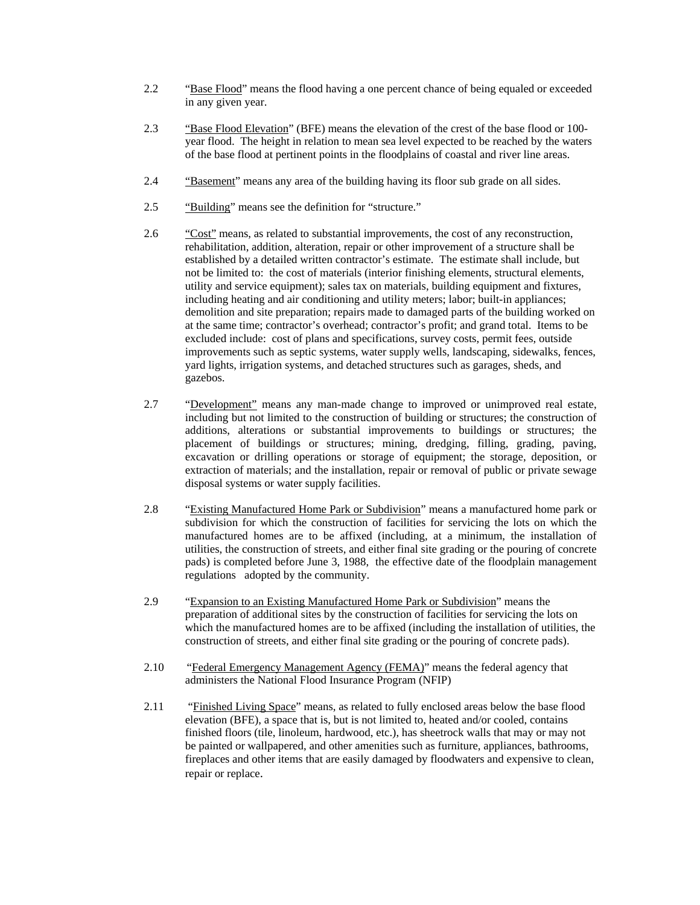2.2 "Base Flood" means the flood having a one percent chance of being equaled or exceeded in any given year.

2.3 "Base Flood Elevation" (BFE) means the elevation of the crest of the base flood or 100-year flood. The height in relation to mean sea level expected to be reached by the waters of the base flood at pertinent points in the floodplains of coastal and river line areas.

2.4 "Basement" means any area of the building having its floor sub grade on all sides.

2.5 "Building" means see the definition for "structure."

2.6 "Cost" means, as related to substantial improvements, the cost of any reconstruction, rehabilitation, addition, alteration, repair or other improvement of a structure shall be established by a detailed written contractor's estimate. The estimate shall include, but not be limited to: the cost of materials (interior finishing elements, structural elements, utility and service equipment); sales tax on materials, building equipment and fixtures, including heating and air conditioning and utility meters; labor; built-in appliances; demolition and site preparation; repairs made to damaged parts of the building worked on at the same time; contractor's overhead; contractor's profit; and grand total. Items to be excluded include: cost of plans and specifications, survey costs, permit fees, outside improvements such as septic systems, water supply wells, landscaping, sidewalks, fences, yard lights, irrigation systems, and detached structures such as garages, sheds, and gazebos.

2.7 "Development" means any man-made change to improved or unimproved real estate, including but not limited to the construction of building or structures; the construction of additions, alterations or substantial improvements to buildings or structures; the placement of buildings or structures; mining, dredging, filling, grading, paving, excavation or drilling operations or storage of equipment; the storage, deposition, or extraction of materials; and the installation, repair or removal of public or private sewage disposal systems or water supply facilities.

2.8 "Existing Manufactured Home Park or Subdivision" means a manufactured home park or subdivision for which the construction of facilities for servicing the lots on which the manufactured homes are to be affixed (including, at a minimum, the installation of utilities, the construction of streets, and either final site grading or the pouring of concrete pads) is completed before June 3, 1988, the effective date of the floodplain management regulations adopted by the community.

2.9 "Expansion to an Existing Manufactured Home Park or Subdivision" means the preparation of additional sites by the construction of facilities for servicing the lots on which the manufactured homes are to be affixed (including the installation of utilities, the construction of streets, and either final site grading or the pouring of concrete pads).

2.10 "Federal Emergency Management Agency (FEMA)" means the federal agency that administers the National Flood Insurance Program (NFIP)

2.11 "Finished Living Space" means, as related to fully enclosed areas below the base flood elevation (BFE), a space that is, but is not limited to, heated and/or cooled, contains finished floors (tile, linoleum, hardwood, etc.), has sheetrock walls that may or may not be painted or wallpapered, and other amenities such as furniture, appliances, bathrooms, fireplaces and other items that are easily damaged by floodwaters and expensive to clean, repair or replace.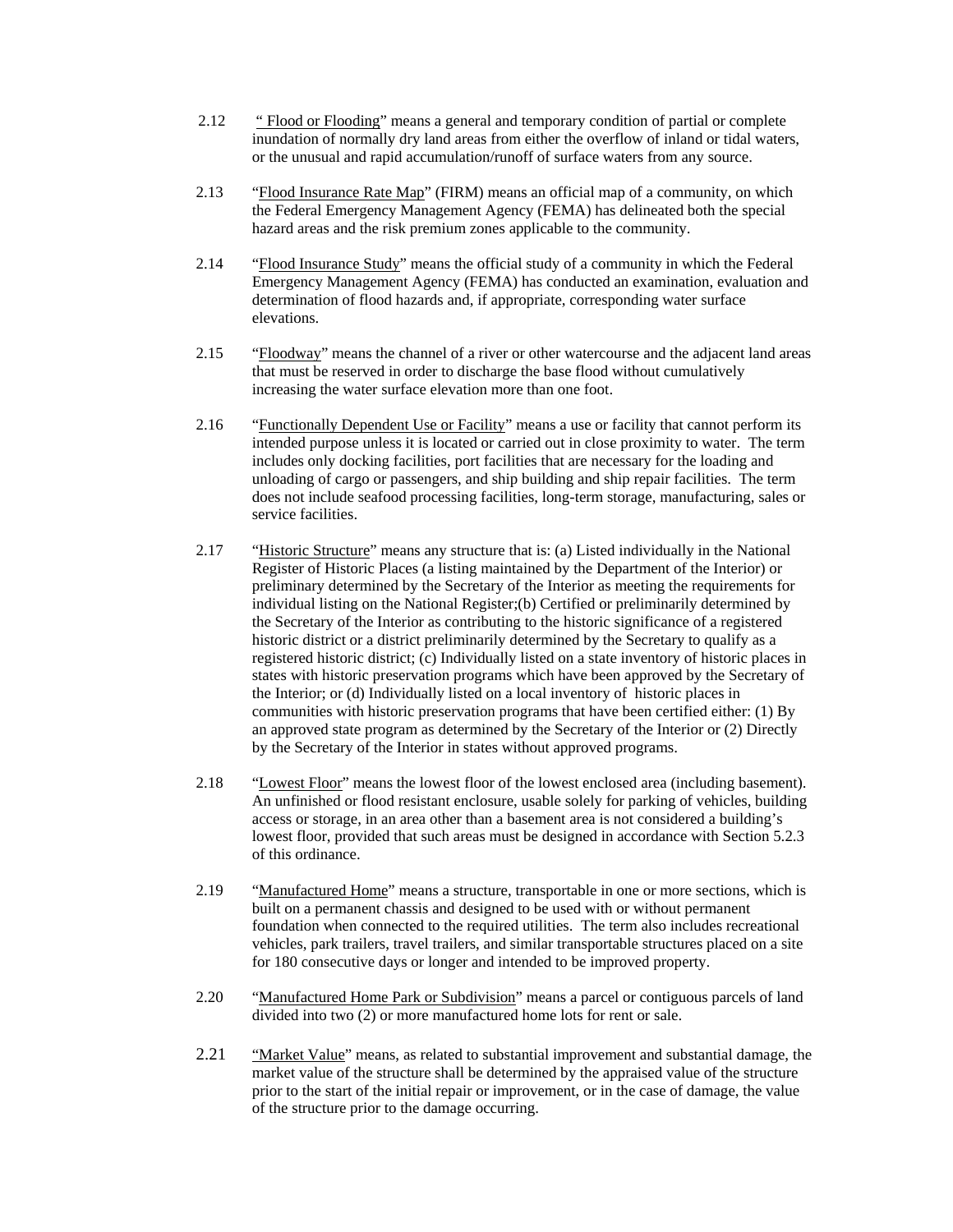2.12 "Flood or Flooding" means a general and temporary condition of partial or complete inundation of normally dry land areas from either the overflow of inland or tidal waters, or the unusual and rapid accumulation/runoff of surface waters from any source.

2.13 "Flood Insurance Rate Map" (FIRM) means an official map of a community, on which the Federal Emergency Management Agency (FEMA) has delineated both the special hazard areas and the risk premium zones applicable to the community.

2.14 "Flood Insurance Study" means the official study of a community in which the Federal Emergency Management Agency (FEMA) has conducted an examination, evaluation and determination of flood hazards and, if appropriate, corresponding water surface elevations.

2.15 "Floodway" means the channel of a river or other watercourse and the adjacent land areas that must be reserved in order to discharge the base flood without cumulatively increasing the water surface elevation more than one foot.

2.16 "Functionally Dependent Use or Facility" means a use or facility that cannot perform its intended purpose unless it is located or carried out in close proximity to water. The term includes only docking facilities, port facilities that are necessary for the loading and unloading of cargo or passengers, and ship building and ship repair facilities. The term does not include seafood processing facilities, long-term storage, manufacturing, sales or service facilities.

2.17 "Historic Structure" means any structure that is: (a) Listed individually in the National Register of Historic Places (a listing maintained by the Department of the Interior) or preliminary determined by the Secretary of the Interior as meeting the requirements for individual listing on the National Register;(b) Certified or preliminarily determined by the Secretary of the Interior as contributing to the historic significance of a registered historic district or a district preliminarily determined by the Secretary to qualify as a registered historic district; (c) Individually listed on a state inventory of historic places in states with historic preservation programs which have been approved by the Secretary of the Interior; or (d) Individually listed on a local inventory of historic places in communities with historic preservation programs that have been certified either: (1) By an approved state program as determined by the Secretary of the Interior or (2) Directly by the Secretary of the Interior in states without approved programs.

2.18 "Lowest Floor" means the lowest floor of the lowest enclosed area (including basement). An unfinished or flood resistant enclosure, usable solely for parking of vehicles, building access or storage, in an area other than a basement area is not considered a building's lowest floor, provided that such areas must be designed in accordance with Section 5.2.3 of this ordinance.

2.19 "Manufactured Home" means a structure, transportable in one or more sections, which is built on a permanent chassis and designed to be used with or without permanent foundation when connected to the required utilities. The term also includes recreational vehicles, park trailers, travel trailers, and similar transportable structures placed on a site for 180 consecutive days or longer and intended to be improved property.

2.20 "Manufactured Home Park or Subdivision" means a parcel or contiguous parcels of land divided into two (2) or more manufactured home lots for rent or sale.

2.21 "Market Value" means, as related to substantial improvement and substantial damage, the market value of the structure shall be determined by the appraised value of the structure prior to the start of the initial repair or improvement, or in the case of damage, the value of the structure prior to the damage occurring.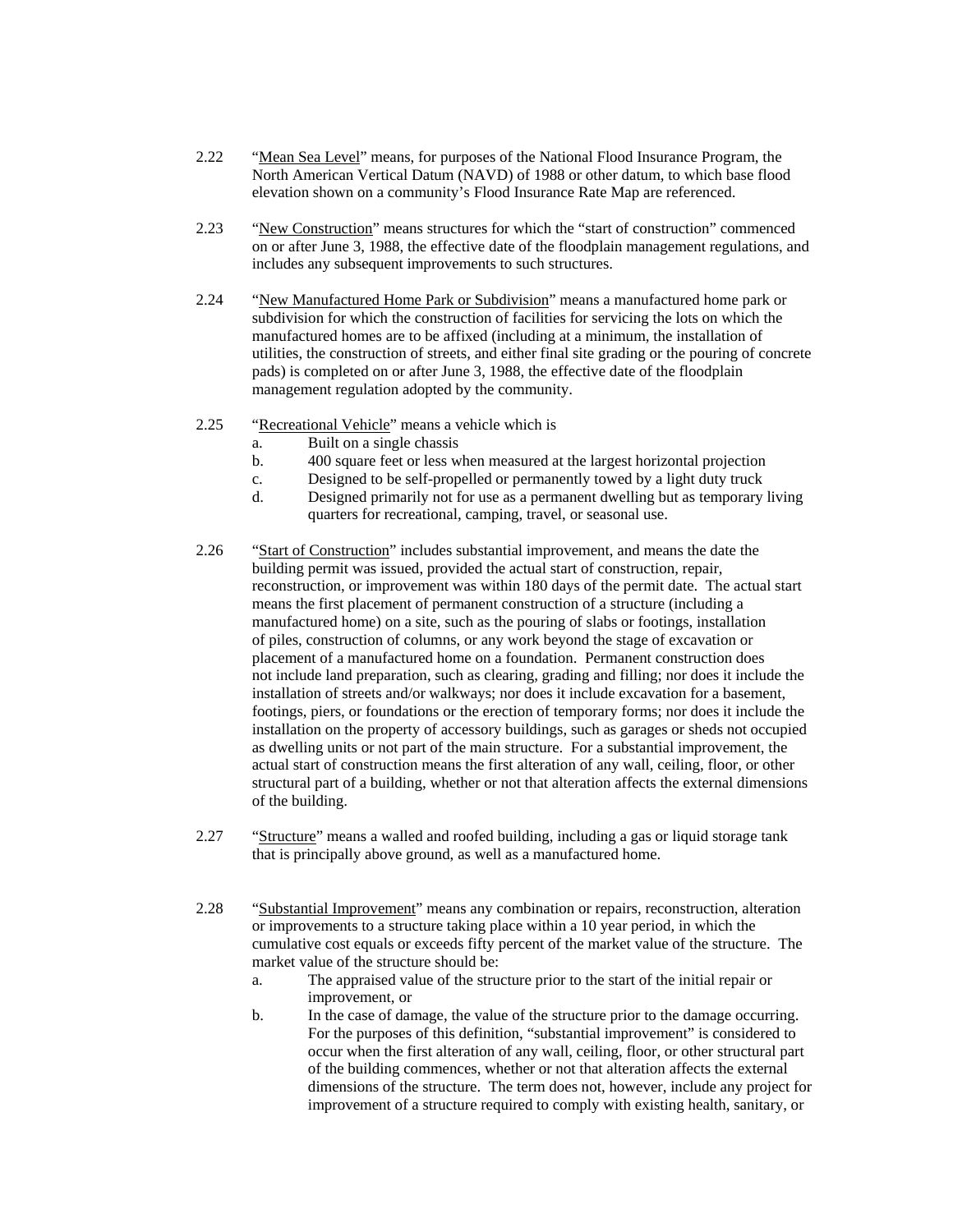2.22 "<u>Mean Sea Level</u>" means, for purposes of the National Flood Insurance Program, the North American Vertical Datum (NAVD) of 1988 or other datum, to which base flood elevation shown on a community's Flood Insurance Rate Map are referenced.

2.23 "<u>New Construction</u>" means structures for which the "start of construction" commenced on or after June 3, 1988, the effective date of the floodplain management regulations, and includes any subsequent improvements to such structures.

2.24 "<u>New Manufactured Home Park or Subdivision</u>" means a manufactured home park or subdivision for which the construction of facilities for servicing the lots on which the manufactured homes are to be affixed (including at a minimum, the installation of utilities, the construction of streets, and either final site grading or the pouring of concrete pads) is completed on or after June 3, 1988, the effective date of the floodplain management regulation adopted by the community.

2.25 "<u>Recreational Vehicle</u>" means a vehicle which is

a. Built on a single chassis
b. 400 square feet or less when measured at the largest horizontal projection
c. Designed to be self-propelled or permanently towed by a light duty truck
d. Designed primarily not for use as a permanent dwelling but as temporary living quarters for recreational, camping, travel, or seasonal use.

2.26 "<u>Start of Construction</u>" includes substantial improvement, and means the date the building permit was issued, provided the actual start of construction, repair, reconstruction, or improvement was within 180 days of the permit date. The actual start means the first placement of permanent construction of a structure (including a manufactured home) on a site, such as the pouring of slabs or footings, installation of piles, construction of columns, or any work beyond the stage of excavation or placement of a manufactured home on a foundation. Permanent construction does not include land preparation, such as clearing, grading and filling; nor does it include the installation of streets and/or walkways; nor does it include excavation for a basement, footings, piers, or foundations or the erection of temporary forms; nor does it include the installation on the property of accessory buildings, such as garages or sheds not occupied as dwelling units or not part of the main structure. For a substantial improvement, the actual start of construction means the first alteration of any wall, ceiling, floor, or other structural part of a building, whether or not that alteration affects the external dimensions of the building.

2.27 "<u>Structure</u>" means a walled and roofed building, including a gas or liquid storage tank that is principally above ground, as well as a manufactured home.

2.28 "<u>Substantial Improvement</u>" means any combination or repairs, reconstruction, alteration or improvements to a structure taking place within a 10 year period, in which the cumulative cost equals or exceeds fifty percent of the market value of the structure. The market value of the structure should be:

a. The appraised value of the structure prior to the start of the initial repair or improvement, or
b. In the case of damage, the value of the structure prior to the damage occurring. For the purposes of this definition, "substantial improvement" is considered to occur when the first alteration of any wall, ceiling, floor, or other structural part of the building commences, whether or not that alteration affects the external dimensions of the structure. The term does not, however, include any project for improvement of a structure required to comply with existing health, sanitary, or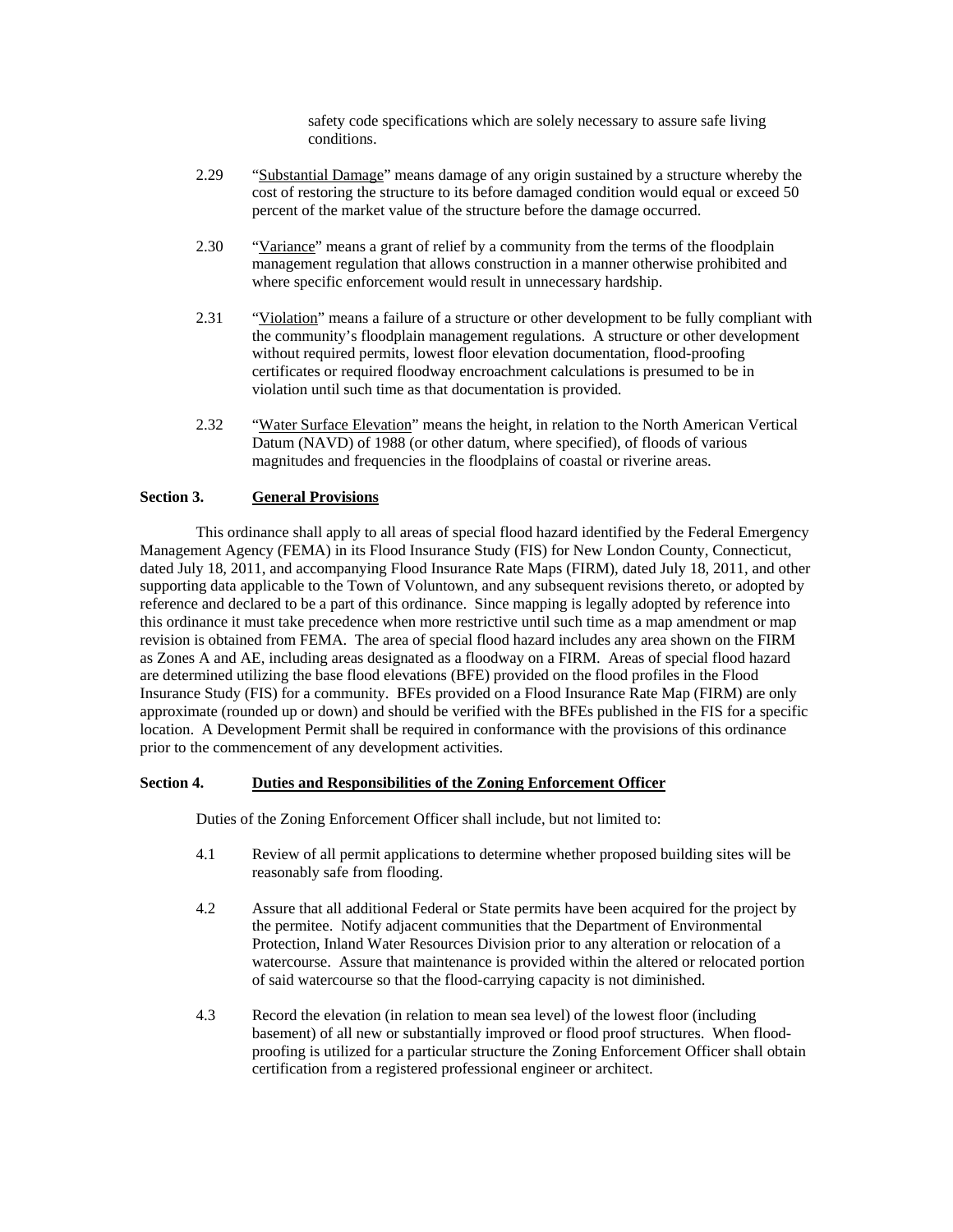safety code specifications which are solely necessary to assure safe living conditions.

2.29 "Substantial Damage" means damage of any origin sustained by a structure whereby the cost of restoring the structure to its before damaged condition would equal or exceed 50 percent of the market value of the structure before the damage occurred.

2.30 "Variance" means a grant of relief by a community from the terms of the floodplain management regulation that allows construction in a manner otherwise prohibited and where specific enforcement would result in unnecessary hardship.

2.31 "Violation" means a failure of a structure or other development to be fully compliant with the community's floodplain management regulations. A structure or other development without required permits, lowest floor elevation documentation, flood-proofing certificates or required floodway encroachment calculations is presumed to be in violation until such time as that documentation is provided.

2.32 "Water Surface Elevation" means the height, in relation to the North American Vertical Datum (NAVD) of 1988 (or other datum, where specified), of floods of various magnitudes and frequencies in the floodplains of coastal or riverine areas.

## Section 3. General Provisions

This ordinance shall apply to all areas of special flood hazard identified by the Federal Emergency Management Agency (FEMA) in its Flood Insurance Study (FIS) for New London County, Connecticut, dated July 18, 2011, and accompanying Flood Insurance Rate Maps (FIRM), dated July 18, 2011, and other supporting data applicable to the Town of Voluntown, and any subsequent revisions thereto, or adopted by reference and declared to be a part of this ordinance. Since mapping is legally adopted by reference into this ordinance it must take precedence when more restrictive until such time as a map amendment or map revision is obtained from FEMA. The area of special flood hazard includes any area shown on the FIRM as Zones A and AE, including areas designated as a floodway on a FIRM. Areas of special flood hazard are determined utilizing the base flood elevations (BFE) provided on the flood profiles in the Flood Insurance Study (FIS) for a community. BFEs provided on a Flood Insurance Rate Map (FIRM) are only approximate (rounded up or down) and should be verified with the BFEs published in the FIS for a specific location. A Development Permit shall be required in conformance with the provisions of this ordinance prior to the commencement of any development activities.

## Section 4. Duties and Responsibilities of the Zoning Enforcement Officer

Duties of the Zoning Enforcement Officer shall include, but not limited to:

4.1 Review of all permit applications to determine whether proposed building sites will be reasonably safe from flooding.

4.2 Assure that all additional Federal or State permits have been acquired for the project by the permitee. Notify adjacent communities that the Department of Environmental Protection, Inland Water Resources Division prior to any alteration or relocation of a watercourse. Assure that maintenance is provided within the altered or relocated portion of said watercourse so that the flood-carrying capacity is not diminished.

4.3 Record the elevation (in relation to mean sea level) of the lowest floor (including basement) of all new or substantially improved or flood proof structures. When flood-proofing is utilized for a particular structure the Zoning Enforcement Officer shall obtain certification from a registered professional engineer or architect.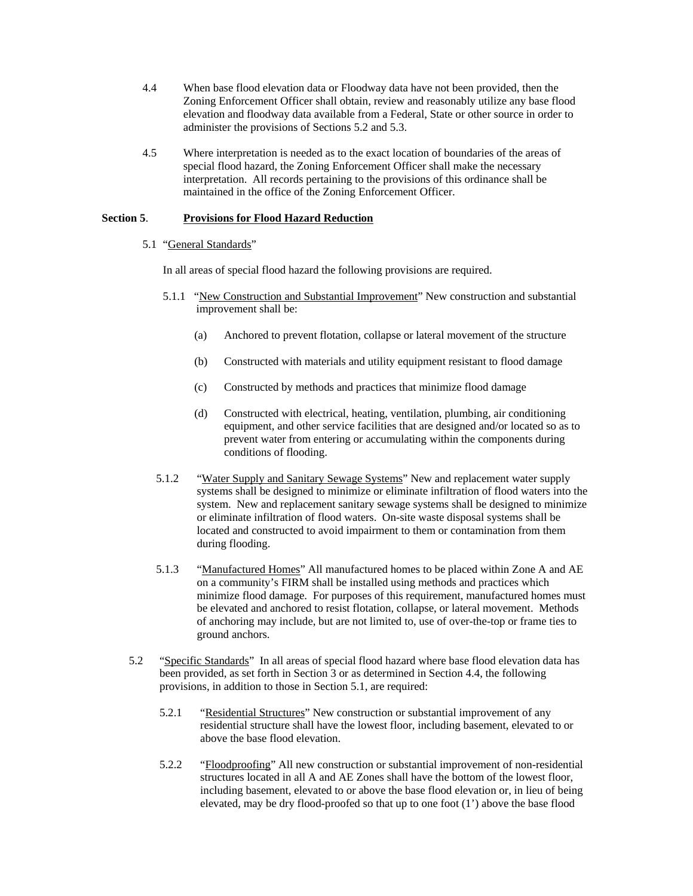4.4 When base flood elevation data or Floodway data have not been provided, then the Zoning Enforcement Officer shall obtain, review and reasonably utilize any base flood elevation and floodway data available from a Federal, State or other source in order to administer the provisions of Sections 5.2 and 5.3.

4.5 Where interpretation is needed as to the exact location of boundaries of the areas of special flood hazard, the Zoning Enforcement Officer shall make the necessary interpretation. All records pertaining to the provisions of this ordinance shall be maintained in the office of the Zoning Enforcement Officer.

## Section 5. Provisions for Flood Hazard Reduction

5.1 "General Standards"

In all areas of special flood hazard the following provisions are required.

5.1.1 "New Construction and Substantial Improvement" New construction and substantial improvement shall be:

(a) Anchored to prevent flotation, collapse or lateral movement of the structure

(b) Constructed with materials and utility equipment resistant to flood damage

(c) Constructed by methods and practices that minimize flood damage

(d) Constructed with electrical, heating, ventilation, plumbing, air conditioning equipment, and other service facilities that are designed and/or located so as to prevent water from entering or accumulating within the components during conditions of flooding.

5.1.2 "Water Supply and Sanitary Sewage Systems" New and replacement water supply systems shall be designed to minimize or eliminate infiltration of flood waters into the system. New and replacement sanitary sewage systems shall be designed to minimize or eliminate infiltration of flood waters. On-site waste disposal systems shall be located and constructed to avoid impairment to them or contamination from them during flooding.

5.1.3 "Manufactured Homes" All manufactured homes to be placed within Zone A and AE on a community's FIRM shall be installed using methods and practices which minimize flood damage. For purposes of this requirement, manufactured homes must be elevated and anchored to resist flotation, collapse, or lateral movement. Methods of anchoring may include, but are not limited to, use of over-the-top or frame ties to ground anchors.

5.2 "Specific Standards" In all areas of special flood hazard where base flood elevation data has been provided, as set forth in Section 3 or as determined in Section 4.4, the following provisions, in addition to those in Section 5.1, are required:

5.2.1 "Residential Structures" New construction or substantial improvement of any residential structure shall have the lowest floor, including basement, elevated to or above the base flood elevation.

5.2.2 "Floodproofing" All new construction or substantial improvement of non-residential structures located in all A and AE Zones shall have the bottom of the lowest floor, including basement, elevated to or above the base flood elevation or, in lieu of being elevated, may be dry flood-proofed so that up to one foot (1') above the base flood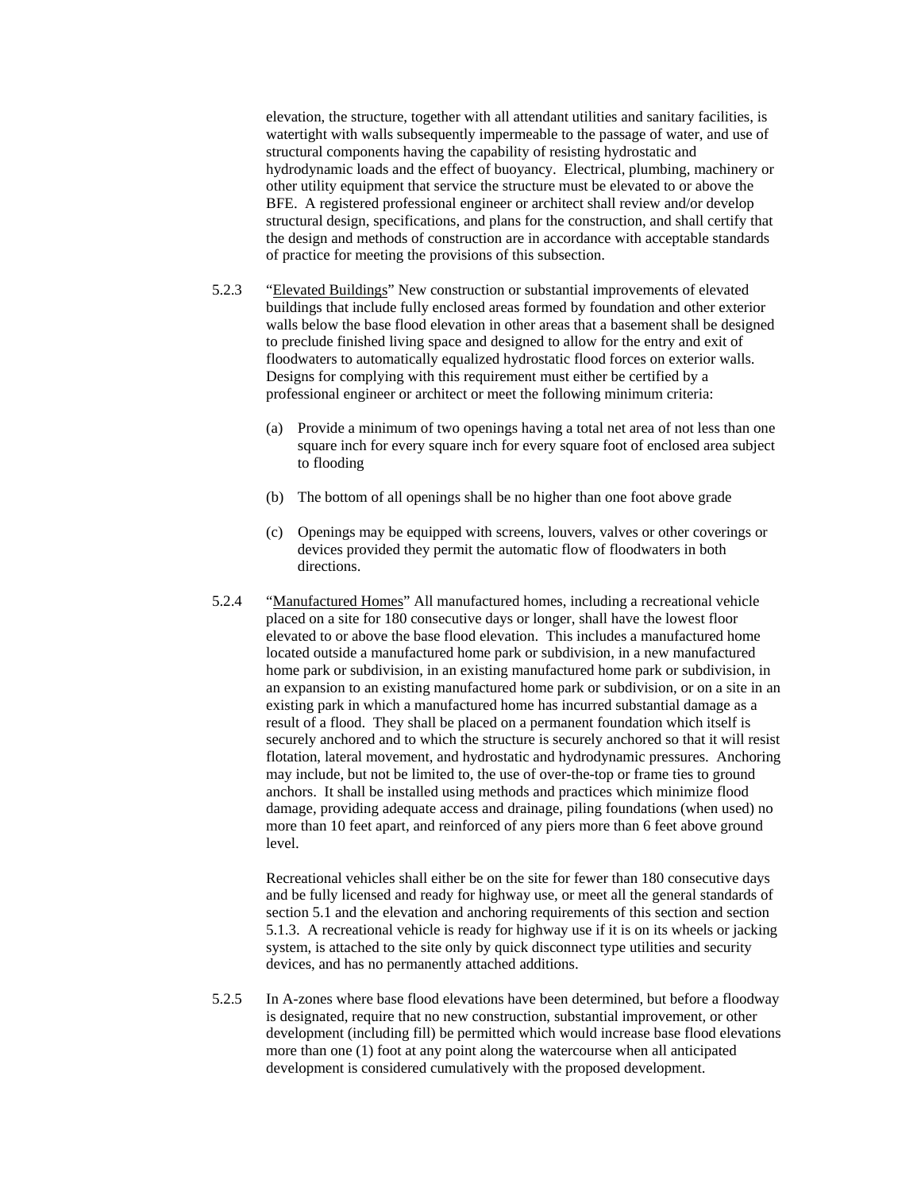elevation, the structure, together with all attendant utilities and sanitary facilities, is watertight with walls subsequently impermeable to the passage of water, and use of structural components having the capability of resisting hydrostatic and hydrodynamic loads and the effect of buoyancy. Electrical, plumbing, machinery or other utility equipment that service the structure must be elevated to or above the BFE. A registered professional engineer or architect shall review and/or develop structural design, specifications, and plans for the construction, and shall certify that the design and methods of construction are in accordance with acceptable standards of practice for meeting the provisions of this subsection.

5.2.3 "<u>Elevated Buildings</u>" New construction or substantial improvements of elevated buildings that include fully enclosed areas formed by foundation and other exterior walls below the base flood elevation in other areas that a basement shall be designed to preclude finished living space and designed to allow for the entry and exit of floodwaters to automatically equalized hydrostatic flood forces on exterior walls. Designs for complying with this requirement must either be certified by a professional engineer or architect or meet the following minimum criteria:

(a) Provide a minimum of two openings having a total net area of not less than one square inch for every square inch for every square foot of enclosed area subject to flooding

(b) The bottom of all openings shall be no higher than one foot above grade

(c) Openings may be equipped with screens, louvers, valves or other coverings or devices provided they permit the automatic flow of floodwaters in both directions.

5.2.4 "<u>Manufactured Homes</u>" All manufactured homes, including a recreational vehicle placed on a site for 180 consecutive days or longer, shall have the lowest floor elevated to or above the base flood elevation. This includes a manufactured home located outside a manufactured home park or subdivision, in a new manufactured home park or subdivision, in an existing manufactured home park or subdivision, in an expansion to an existing manufactured home park or subdivision, or on a site in an existing park in which a manufactured home has incurred substantial damage as a result of a flood. They shall be placed on a permanent foundation which itself is securely anchored and to which the structure is securely anchored so that it will resist flotation, lateral movement, and hydrostatic and hydrodynamic pressures. Anchoring may include, but not be limited to, the use of over-the-top or frame ties to ground anchors. It shall be installed using methods and practices which minimize flood damage, providing adequate access and drainage, piling foundations (when used) no more than 10 feet apart, and reinforced of any piers more than 6 feet above ground level.

Recreational vehicles shall either be on the site for fewer than 180 consecutive days and be fully licensed and ready for highway use, or meet all the general standards of section 5.1 and the elevation and anchoring requirements of this section and section 5.1.3. A recreational vehicle is ready for highway use if it is on its wheels or jacking system, is attached to the site only by quick disconnect type utilities and security devices, and has no permanently attached additions.

5.2.5 In A-zones where base flood elevations have been determined, but before a floodway is designated, require that no new construction, substantial improvement, or other development (including fill) be permitted which would increase base flood elevations more than one (1) foot at any point along the watercourse when all anticipated development is considered cumulatively with the proposed development.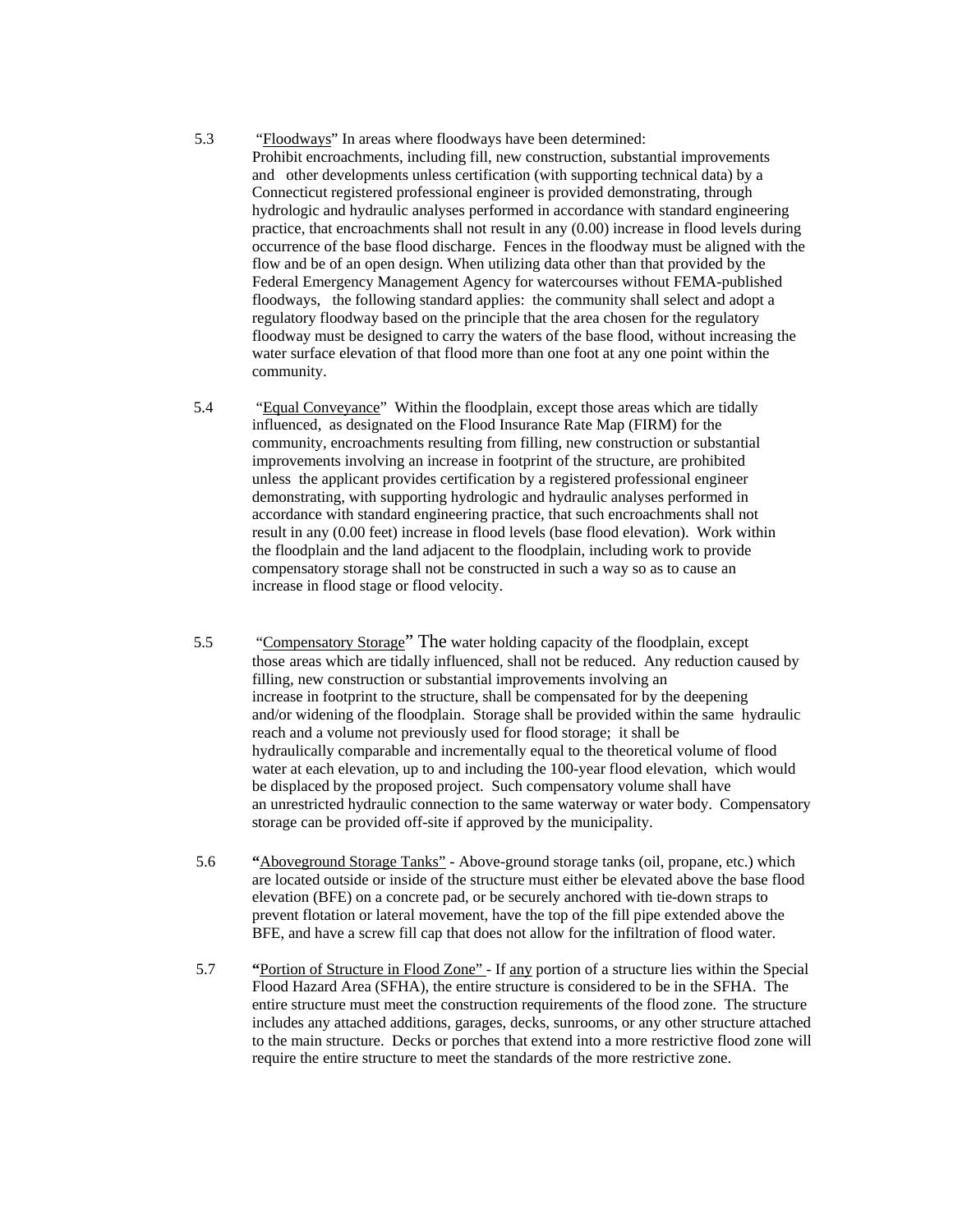5.3 "<u>Floodways</u>" In areas where floodways have been determined:
Prohibit encroachments, including fill, new construction, substantial improvements and other developments unless certification (with supporting technical data) by a Connecticut registered professional engineer is provided demonstrating, through hydrologic and hydraulic analyses performed in accordance with standard engineering practice, that encroachments shall not result in any (0.00) increase in flood levels during occurrence of the base flood discharge. Fences in the floodway must be aligned with the flow and be of an open design. When utilizing data other than that provided by the Federal Emergency Management Agency for watercourses without FEMA-published floodways, the following standard applies: the community shall select and adopt a regulatory floodway based on the principle that the area chosen for the regulatory floodway must be designed to carry the waters of the base flood, without increasing the water surface elevation of that flood more than one foot at any one point within the community.

5.4 "<u>Equal Conveyance</u>" Within the floodplain, except those areas which are tidally influenced, as designated on the Flood Insurance Rate Map (FIRM) for the community, encroachments resulting from filling, new construction or substantial improvements involving an increase in footprint of the structure, are prohibited unless the applicant provides certification by a registered professional engineer demonstrating, with supporting hydrologic and hydraulic analyses performed in accordance with standard engineering practice, that such encroachments shall not result in any (0.00 feet) increase in flood levels (base flood elevation). Work within the floodplain and the land adjacent to the floodplain, including work to provide compensatory storage shall not be constructed in such a way so as to cause an increase in flood stage or flood velocity.

5.5 "<u>Compensatory Storage</u>" The water holding capacity of the floodplain, except those areas which are tidally influenced, shall not be reduced. Any reduction caused by filling, new construction or substantial improvements involving an increase in footprint to the structure, shall be compensated for by the deepening and/or widening of the floodplain. Storage shall be provided within the same hydraulic reach and a volume not previously used for flood storage; it shall be hydraulically comparable and incrementally equal to the theoretical volume of flood water at each elevation, up to and including the 100-year flood elevation, which would be displaced by the proposed project. Such compensatory volume shall have an unrestricted hydraulic connection to the same waterway or water body. Compensatory storage can be provided off-site if approved by the municipality.

5.6 **"**<u>Aboveground Storage Tanks"</u> - Above-ground storage tanks (oil, propane, etc.) which are located outside or inside of the structure must either be elevated above the base flood elevation (BFE) on a concrete pad, or be securely anchored with tie-down straps to prevent flotation or lateral movement, have the top of the fill pipe extended above the BFE, and have a screw fill cap that does not allow for the infiltration of flood water.

5.7 **"**<u>Portion of Structure in Flood Zone"</u> - If <u>any</u> portion of a structure lies within the Special Flood Hazard Area (SFHA), the entire structure is considered to be in the SFHA. The entire structure must meet the construction requirements of the flood zone. The structure includes any attached additions, garages, decks, sunrooms, or any other structure attached to the main structure. Decks or porches that extend into a more restrictive flood zone will require the entire structure to meet the standards of the more restrictive zone.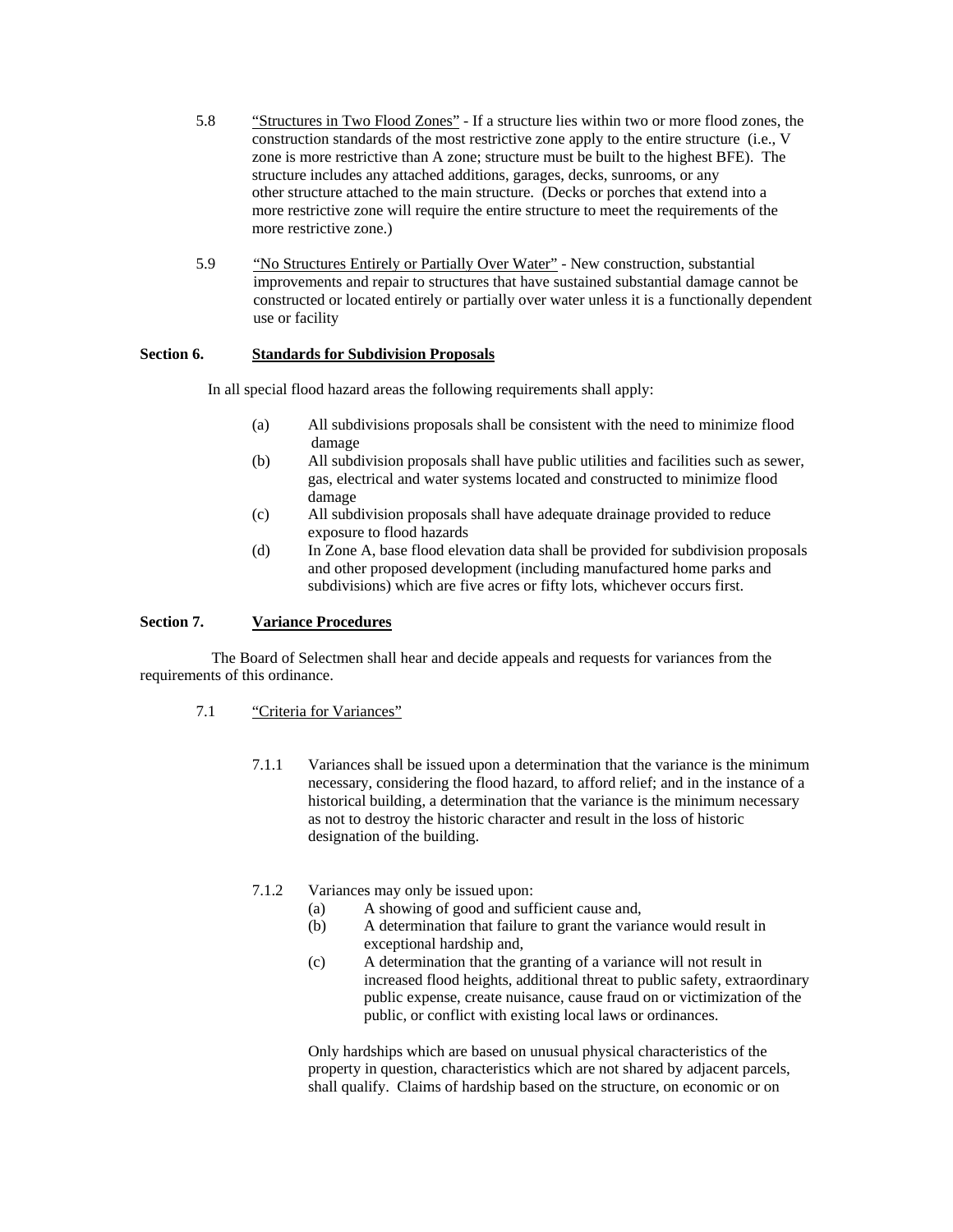5.8 "Structures in Two Flood Zones" - If a structure lies within two or more flood zones, the construction standards of the most restrictive zone apply to the entire structure (i.e., V zone is more restrictive than A zone; structure must be built to the highest BFE). The structure includes any attached additions, garages, decks, sunrooms, or any other structure attached to the main structure. (Decks or porches that extend into a more restrictive zone will require the entire structure to meet the requirements of the more restrictive zone.)

5.9 "No Structures Entirely or Partially Over Water" - New construction, substantial improvements and repair to structures that have sustained substantial damage cannot be constructed or located entirely or partially over water unless it is a functionally dependent use or facility

## Section 6. Standards for Subdivision Proposals

In all special flood hazard areas the following requirements shall apply:

(a) All subdivisions proposals shall be consistent with the need to minimize flood damage
(b) All subdivision proposals shall have public utilities and facilities such as sewer, gas, electrical and water systems located and constructed to minimize flood damage
(c) All subdivision proposals shall have adequate drainage provided to reduce exposure to flood hazards
(d) In Zone A, base flood elevation data shall be provided for subdivision proposals and other proposed development (including manufactured home parks and subdivisions) which are five acres or fifty lots, whichever occurs first.

## Section 7. Variance Procedures

The Board of Selectmen shall hear and decide appeals and requests for variances from the requirements of this ordinance.

7.1 "Criteria for Variances"

7.1.1 Variances shall be issued upon a determination that the variance is the minimum necessary, considering the flood hazard, to afford relief; and in the instance of a historical building, a determination that the variance is the minimum necessary as not to destroy the historic character and result in the loss of historic designation of the building.

7.1.2 Variances may only be issued upon:
(a) A showing of good and sufficient cause and,
(b) A determination that failure to grant the variance would result in exceptional hardship and,
(c) A determination that the granting of a variance will not result in increased flood heights, additional threat to public safety, extraordinary public expense, create nuisance, cause fraud on or victimization of the public, or conflict with existing local laws or ordinances.

Only hardships which are based on unusual physical characteristics of the property in question, characteristics which are not shared by adjacent parcels, shall qualify. Claims of hardship based on the structure, on economic or on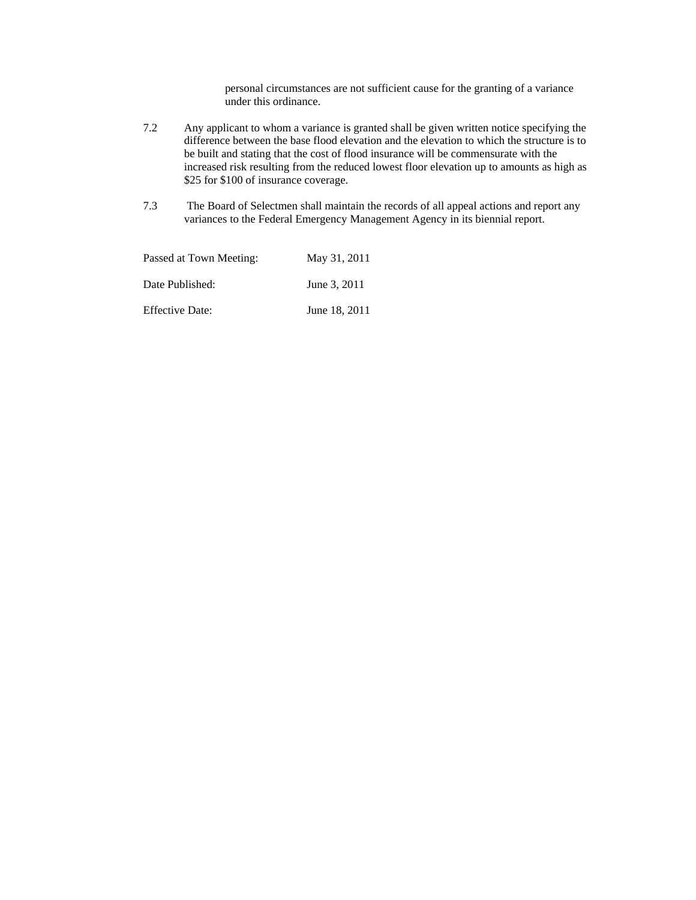personal circumstances are not sufficient cause for the granting of a variance under this ordinance.

7.2 Any applicant to whom a variance is granted shall be given written notice specifying the difference between the base flood elevation and the elevation to which the structure is to be built and stating that the cost of flood insurance will be commensurate with the increased risk resulting from the reduced lowest floor elevation up to amounts as high as $25 for $100 of insurance coverage.

7.3 The Board of Selectmen shall maintain the records of all appeal actions and report any variances to the Federal Emergency Management Agency in its biennial report.

| | |
|---|---|
| Passed at Town Meeting: | May 31, 2011 |
| Date Published: | June 3, 2011 |
| Effective Date: | June 18, 2011 |